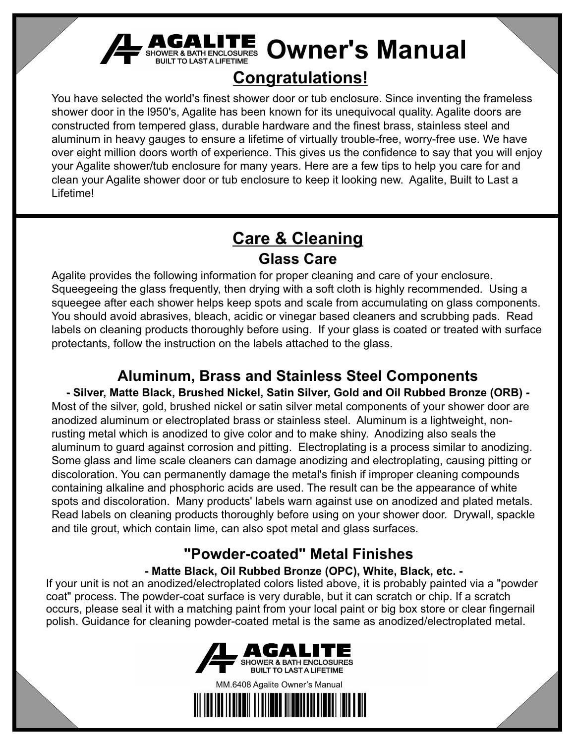# AGALITE Owner's Manual

SHOWER & BATH ENCLOSURES
BUILT TO LAST A LIFETIME

## Congratulations!

You have selected the world's finest shower door or tub enclosure. Since inventing the frameless shower door in the l950's, Agalite has been known for its unequivocal quality. Agalite doors are constructed from tempered glass, durable hardware and the finest brass, stainless steel and aluminum in heavy gauges to ensure a lifetime of virtually trouble-free, worry-free use. We have over eight million doors worth of experience. This gives us the confidence to say that you will enjoy your Agalite shower/tub enclosure for many years. Here are a few tips to help you care for and clean your Agalite shower door or tub enclosure to keep it looking new. Agalite, Built to Last a Lifetime!

## Care & Cleaning

### Glass Care

Agalite provides the following information for proper cleaning and care of your enclosure. Squeegeeing the glass frequently, then drying with a soft cloth is highly recommended. Using a squeegee after each shower helps keep spots and scale from accumulating on glass components. You should avoid abrasives, bleach, acidic or vinegar based cleaners and scrubbing pads. Read labels on cleaning products thoroughly before using. If your glass is coated or treated with surface protectants, follow the instruction on the labels attached to the glass.

### Aluminum, Brass and Stainless Steel Components

**- Silver, Matte Black, Brushed Nickel, Satin Silver, Gold and Oil Rubbed Bronze (ORB) -**

Most of the silver, gold, brushed nickel or satin silver metal components of your shower door are anodized aluminum or electroplated brass or stainless steel. Aluminum is a lightweight, non-rusting metal which is anodized to give color and to make shiny. Anodizing also seals the aluminum to guard against corrosion and pitting. Electroplating is a process similar to anodizing. Some glass and lime scale cleaners can damage anodizing and electroplating, causing pitting or discoloration. You can permanently damage the metal's finish if improper cleaning compounds containing alkaline and phosphoric acids are used. The result can be the appearance of white spots and discoloration. Many products' labels warn against use on anodized and plated metals. Read labels on cleaning products thoroughly before using on your shower door. Drywall, spackle and tile grout, which contain lime, can also spot metal and glass surfaces.

### "Powder-coated" Metal Finishes

**- Matte Black, Oil Rubbed Bronze (OPC), White, Black, etc. -**

If your unit is not an anodized/electroplated colors listed above, it is probably painted via a "powder coat" process. The powder-coat surface is very durable, but it can scratch or chip. If a scratch occurs, please seal it with a matching paint from your local paint or big box store or clear fingernail polish. Guidance for cleaning powder-coated metal is the same as anodized/electroplated metal.

AGALITE
SHOWER & BATH ENCLOSURES
BUILT TO LAST A LIFETIME

MM.6408 Agalite Owner's Manual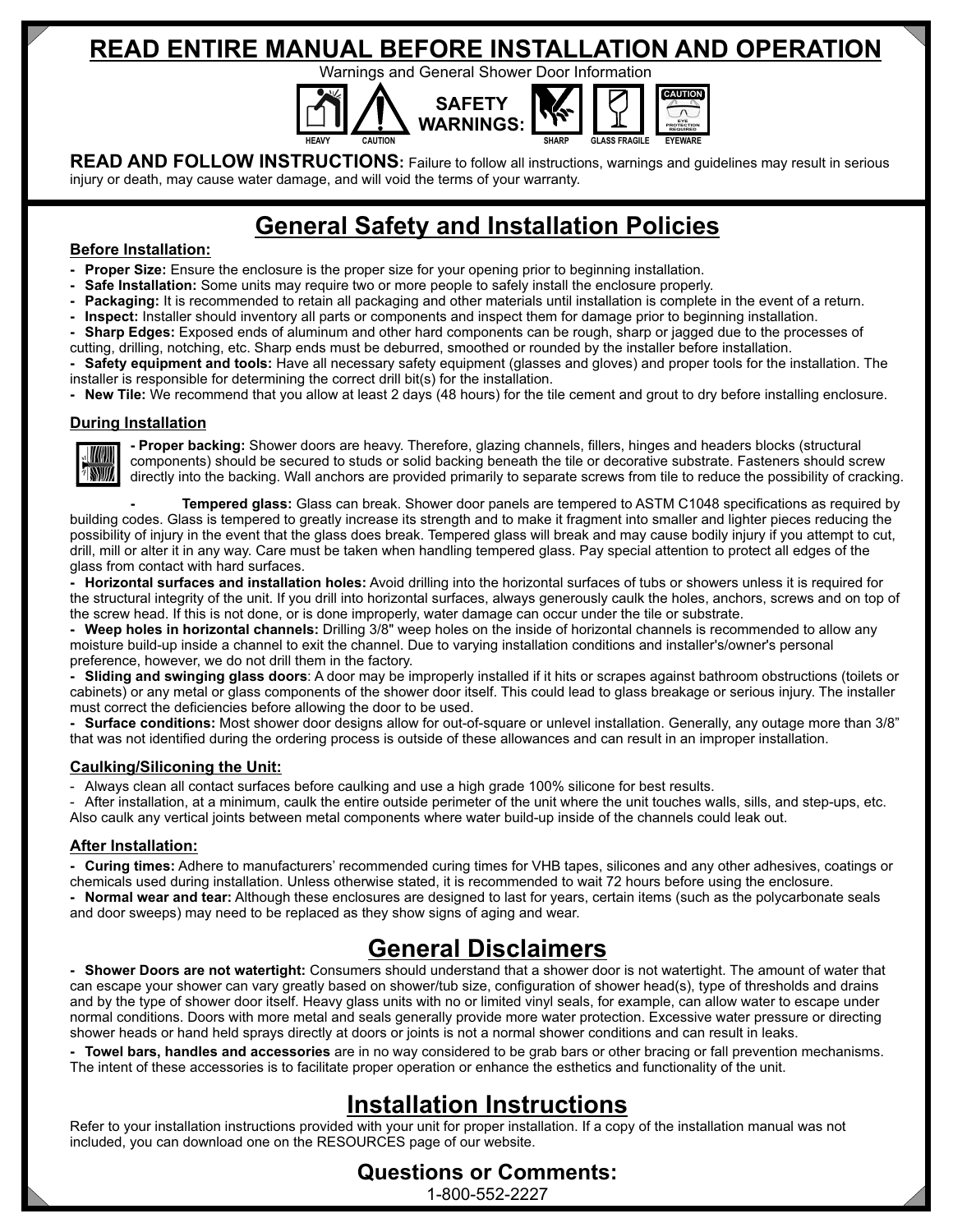# READ ENTIRE MANUAL BEFORE INSTALLATION AND OPERATION

Warnings and General Shower Door Information

HEAVY CAUTION **SAFETY WARNINGS:** SHARP GLASS FRAGILE EYEWARE

CAUTION EYE PROTECTION REQUIRED

**READ AND FOLLOW INSTRUCTIONS:** Failure to follow all instructions, warnings and guidelines may result in serious injury or death, may cause water damage, and will void the terms of your warranty.

## General Safety and Installation Policies

### Before Installation:

- **Proper Size:** Ensure the enclosure is the proper size for your opening prior to beginning installation.
- **Safe Installation:** Some units may require two or more people to safely install the enclosure properly.
- **Packaging:** It is recommended to retain all packaging and other materials until installation is complete in the event of a return.
- **Inspect:** Installer should inventory all parts or components and inspect them for damage prior to beginning installation.
- **Sharp Edges:** Exposed ends of aluminum and other hard components can be rough, sharp or jagged due to the processes of cutting, drilling, notching, etc. Sharp ends must be deburred, smoothed or rounded by the installer before installation.
- **Safety equipment and tools:** Have all necessary safety equipment (glasses and gloves) and proper tools for the installation. The installer is responsible for determining the correct drill bit(s) for the installation.
- **New Tile:** We recommend that you allow at least 2 days (48 hours) for the tile cement and grout to dry before installing enclosure.

### During Installation

- **Proper backing:** Shower doors are heavy. Therefore, glazing channels, fillers, hinges and headers blocks (structural components) should be secured to studs or solid backing beneath the tile or decorative substrate. Fasteners should screw directly into the backing. Wall anchors are provided primarily to separate screws from tile to reduce the possibility of cracking.
- **Tempered glass:** Glass can break. Shower door panels are tempered to ASTM C1048 specifications as required by building codes. Glass is tempered to greatly increase its strength and to make it fragment into smaller and lighter pieces reducing the possibility of injury in the event that the glass does break. Tempered glass will break and may cause bodily injury if you attempt to cut, drill, mill or alter it in any way. Care must be taken when handling tempered glass. Pay special attention to protect all edges of the glass from contact with hard surfaces.
- **Horizontal surfaces and installation holes:** Avoid drilling into the horizontal surfaces of tubs or showers unless it is required for the structural integrity of the unit. If you drill into horizontal surfaces, always generously caulk the holes, anchors, screws and on top of the screw head. If this is not done, or is done improperly, water damage can occur under the tile or substrate.
- **Weep holes in horizontal channels:** Drilling 3/8" weep holes on the inside of horizontal channels is recommended to allow any moisture build-up inside a channel to exit the channel. Due to varying installation conditions and installer's/owner's personal preference, however, we do not drill them in the factory.
- **Sliding and swinging glass doors**: A door may be improperly installed if it hits or scrapes against bathroom obstructions (toilets or cabinets) or any metal or glass components of the shower door itself. This could lead to glass breakage or serious injury. The installer must correct the deficiencies before allowing the door to be used.
- **Surface conditions:** Most shower door designs allow for out-of-square or unlevel installation. Generally, any outage more than 3/8" that was not identified during the ordering process is outside of these allowances and can result in an improper installation.

### Caulking/Siliconing the Unit:

- Always clean all contact surfaces before caulking and use a high grade 100% silicone for best results.
- After installation, at a minimum, caulk the entire outside perimeter of the unit where the unit touches walls, sills, and step-ups, etc. Also caulk any vertical joints between metal components where water build-up inside of the channels could leak out.

### After Installation:

- **Curing times:** Adhere to manufacturers' recommended curing times for VHB tapes, silicones and any other adhesives, coatings or chemicals used during installation. Unless otherwise stated, it is recommended to wait 72 hours before using the enclosure.
- **Normal wear and tear:** Although these enclosures are designed to last for years, certain items (such as the polycarbonate seals and door sweeps) may need to be replaced as they show signs of aging and wear.

## General Disclaimers

- **Shower Doors are not watertight:** Consumers should understand that a shower door is not watertight. The amount of water that can escape your shower can vary greatly based on shower/tub size, configuration of shower head(s), type of thresholds and drains and by the type of shower door itself. Heavy glass units with no or limited vinyl seals, for example, can allow water to escape under normal conditions. Doors with more metal and seals generally provide more water protection. Excessive water pressure or directing shower heads or hand held sprays directly at doors or joints is not a normal shower conditions and can result in leaks.
- **Towel bars, handles and accessories** are in no way considered to be grab bars or other bracing or fall prevention mechanisms. The intent of these accessories is to facilitate proper operation or enhance the esthetics and functionality of the unit.

## Installation Instructions

Refer to your installation instructions provided with your unit for proper installation. If a copy of the installation manual was not included, you can download one on the RESOURCES page of our website.

### Questions or Comments:

1-800-552-2227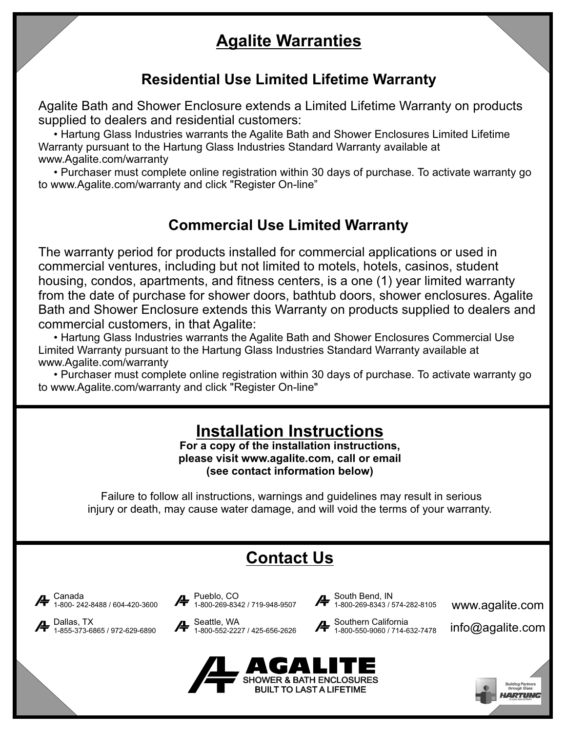# Agalite Warranties

## Residential Use Limited Lifetime Warranty

Agalite Bath and Shower Enclosure extends a Limited Lifetime Warranty on products supplied to dealers and residential customers:

- Hartung Glass Industries warrants the Agalite Bath and Shower Enclosures Limited Lifetime Warranty pursuant to the Hartung Glass Industries Standard Warranty available at www.Agalite.com/warranty
- Purchaser must complete online registration within 30 days of purchase. To activate warranty go to www.Agalite.com/warranty and click "Register On-line”

## Commercial Use Limited Warranty

The warranty period for products installed for commercial applications or used in commercial ventures, including but not limited to motels, hotels, casinos, student housing, condos, apartments, and fitness centers, is a one (1) year limited warranty from the date of purchase for shower doors, bathtub doors, shower enclosures. Agalite Bath and Shower Enclosure extends this Warranty on products supplied to dealers and commercial customers, in that Agalite:

- Hartung Glass Industries warrants the Agalite Bath and Shower Enclosures Commercial Use Limited Warranty pursuant to the Hartung Glass Industries Standard Warranty available at www.Agalite.com/warranty
- Purchaser must complete online registration within 30 days of purchase. To activate warranty go to www.Agalite.com/warranty and click "Register On-line"

# Installation Instructions

**For a copy of the installation instructions, please visit www.agalite.com, call or email (see contact information below)**

Failure to follow all instructions, warnings and guidelines may result in serious injury or death, may cause water damage, and will void the terms of your warranty.

# Contact Us

Canada
1-800- 242-8488 / 604-420-3600

Dallas, TX
1-855-373-6865 / 972-629-6890

Pueblo, CO
1-800-269-8342 / 719-948-9507

Seattle, WA
1-800-552-2227 / 425-656-2626

South Bend, IN
1-800-269-8343 / 574-282-8105

Southern California
1-800-550-9060 / 714-632-7478

www.agalite.com

info@agalite.com

AGALITE
SHOWER & BATH ENCLOSURES
BUILT TO LAST A LIFETIME

Building Partners through Glass
HARTUNG
GLASS INDUSTRIES